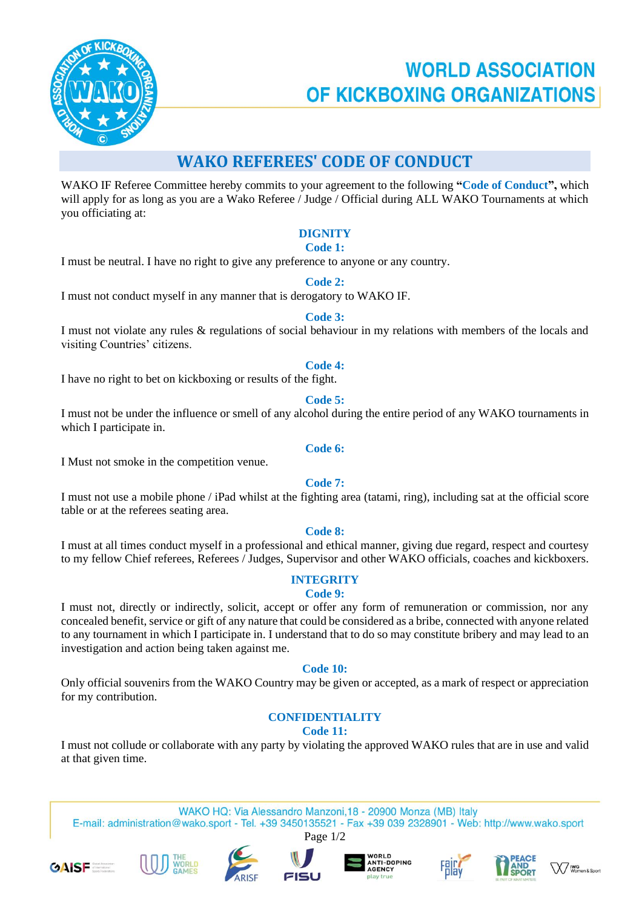# WORLD ASSOCIATION OF KICKBOXING ORGANIZATIONS

## WAKO REFEREES' CODE OF CONDUCT

WAKO IF Referee Committee hereby commits to your agreement to the following **"Code of Conduct",** which will apply for as long as you are a Wako Referee / Judge / Official during ALL WAKO Tournaments at which you officiating at:

### DIGNITY

**Code 1:**

I must be neutral. I have no right to give any preference to anyone or any country.

**Code 2:**

I must not conduct myself in any manner that is derogatory to WAKO IF.

**Code 3:**

I must not violate any rules & regulations of social behaviour in my relations with members of the locals and visiting Countries' citizens.

**Code 4:**

I have no right to bet on kickboxing or results of the fight.

**Code 5:**

I must not be under the influence or smell of any alcohol during the entire period of any WAKO tournaments in which I participate in.

**Code 6:**

I Must not smoke in the competition venue.

**Code 7:**

I must not use a mobile phone / iPad whilst at the fighting area (tatami, ring), including sat at the official score table or at the referees seating area.

**Code 8:**

I must at all times conduct myself in a professional and ethical manner, giving due regard, respect and courtesy to my fellow Chief referees, Referees / Judges, Supervisor and other WAKO officials, coaches and kickboxers.

### INTEGRITY

**Code 9:**

I must not, directly or indirectly, solicit, accept or offer any form of remuneration or commission, nor any concealed benefit, service or gift of any nature that could be considered as a bribe, connected with anyone related to any tournament in which I participate in. I understand that to do so may constitute bribery and may lead to an investigation and action being taken against me.

**Code 10:**

Only official souvenirs from the WAKO Country may be given or accepted, as a mark of respect or appreciation for my contribution.

### CONFIDENTIALITY

**Code 11:**

I must not collude or collaborate with any party by violating the approved WAKO rules that are in use and valid at that given time.

WAKO HQ: Via Alessandro Manzoni,18 - 20900 Monza (MB) Italy
E-mail: administration@wako.sport - Tel. +39 3450135521 - Fax +39 039 2328901 - Web: http://www.wako.sport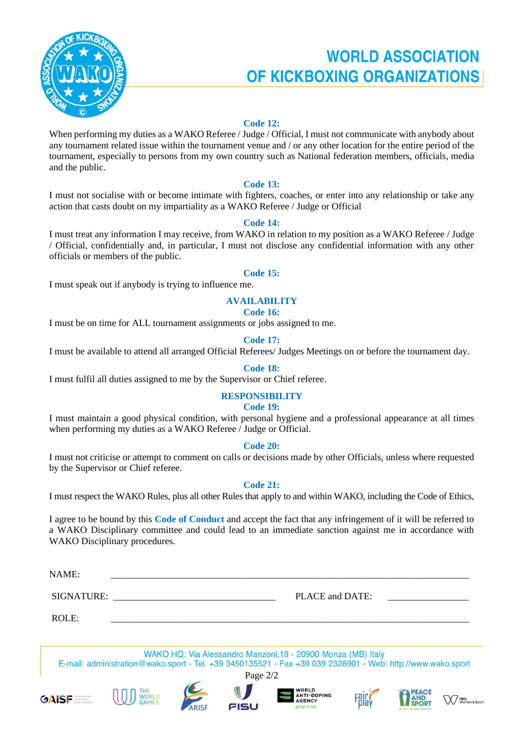**Code 12:**

When performing my duties as a WAKO Referee / Judge / Official, I must not communicate with anybody about any tournament related issue within the tournament venue and / or any other location for the entire period of the tournament, especially to persons from my own country such as National federation members, officials, media and the public.

**Code 13:**

I must not socialise with or become intimate with fighters, coaches, or enter into any relationship or take any action that casts doubt on my impartiality as a WAKO Referee / Judge or Official

**Code 14:**

I must treat any information I may receive, from WAKO in relation to my position as a WAKO Referee / Judge / Official, confidentially and, in particular, I must not disclose any confidential information with any other officials or members of the public.

**Code 15:**

I must speak out if anybody is trying to influence me.

## AVAILABILITY

**Code 16:**

I must be on time for ALL tournament assignments or jobs assigned to me.

**Code 17:**

I must be available to attend all arranged Official Referees/ Judges Meetings on or before the tournament day.

**Code 18:**

I must fulfil all duties assigned to me by the Supervisor or Chief referee.

## RESPONSIBILITY

**Code 19:**

I must maintain a good physical condition, with personal hygiene and a professional appearance at all times when performing my duties as a WAKO Referee / Judge or Official.

**Code 20:**

I must not criticise or attempt to comment on calls or decisions made by other Officials, unless where requested by the Supervisor or Chief referee.

**Code 21:**

I must respect the WAKO Rules, plus all other Rules that apply to and within WAKO, including the Code of Ethics,

I agree to be bound by this **Code of Conduct** and accept the fact that any infringement of it will be referred to a WAKO Disciplinary committee and could lead to an immediate sanction against me in accordance with WAKO Disciplinary procedures.

NAME: ______________________________________________

SIGNATURE: ______________________ PLACE and DATE: ______________

ROLE: ______________________________________________

WAKO HQ: Via Alessandro Manzoni,18 - 20900 Monza (MB) Italy
E-mail: administration@wako.sport - Tel. +39 3450135521 - Fax +39 039 2328901 - Web: http://www.wako.sport